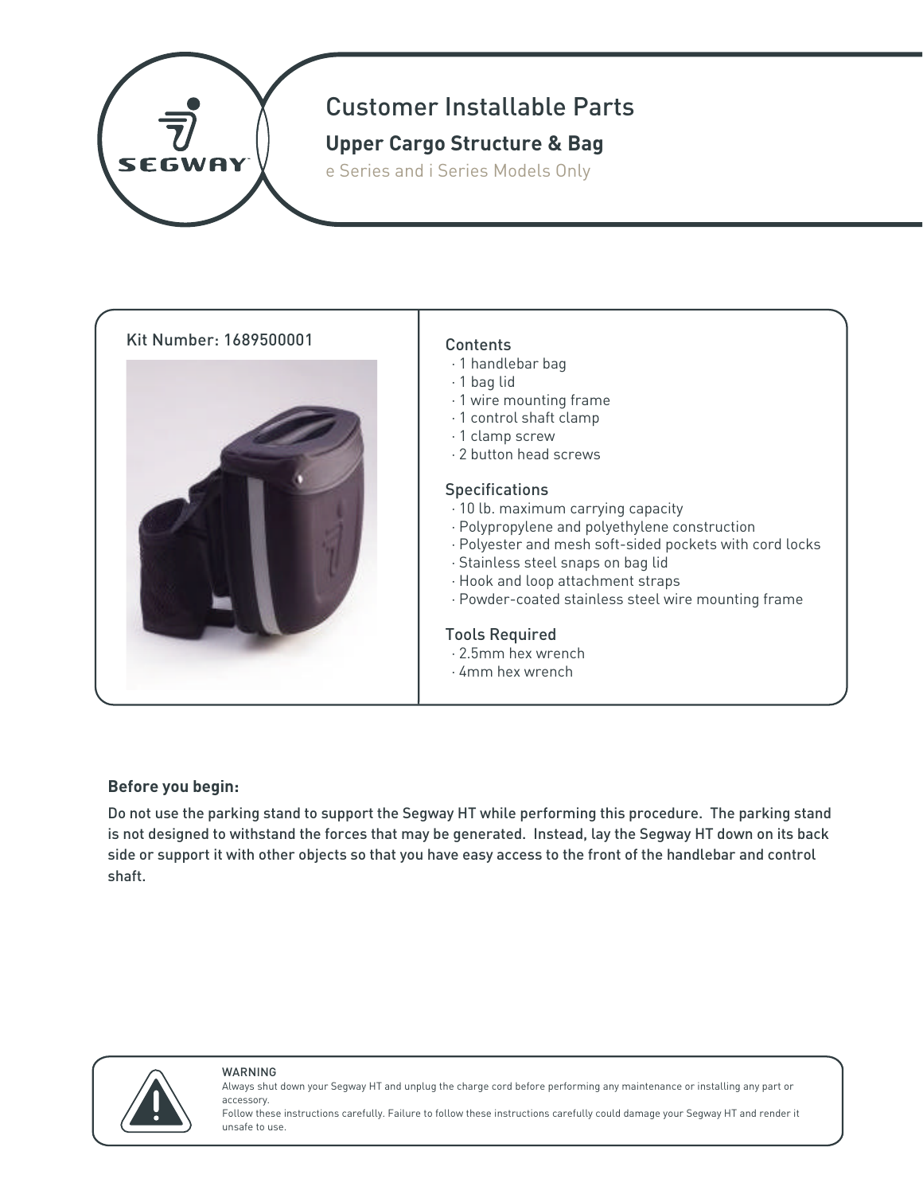# Customer Installable Parts

## Upper Cargo Structure & Bag

e Series and i Series Models Only

Kit Number: 1689500001

### Contents

- 1 handlebar bag
- 1 bag lid
- 1 wire mounting frame
- 1 control shaft clamp
- 1 clamp screw
- 2 button head screws

### Specifications

- 10 lb. maximum carrying capacity
- Polypropylene and polyethylene construction
- Polyester and mesh soft-sided pockets with cord locks
- Stainless steel snaps on bag lid
- Hook and loop attachment straps
- Powder-coated stainless steel wire mounting frame

### Tools Required

- 2.5mm hex wrench
- 4mm hex wrench

**Before you begin:**

**Do not use the parking stand to support the Segway HT while performing this procedure. The parking stand is not designed to withstand the forces that may be generated. Instead, lay the Segway HT down on its back side or support it with other objects so that you have easy access to the front of the handlebar and control shaft.**

WARNING

Always shut down your Segway HT and unplug the charge cord before performing any maintenance or installing any part or accessory.

Follow these instructions carefully. Failure to follow these instructions carefully could damage your Segway HT and render it unsafe to use.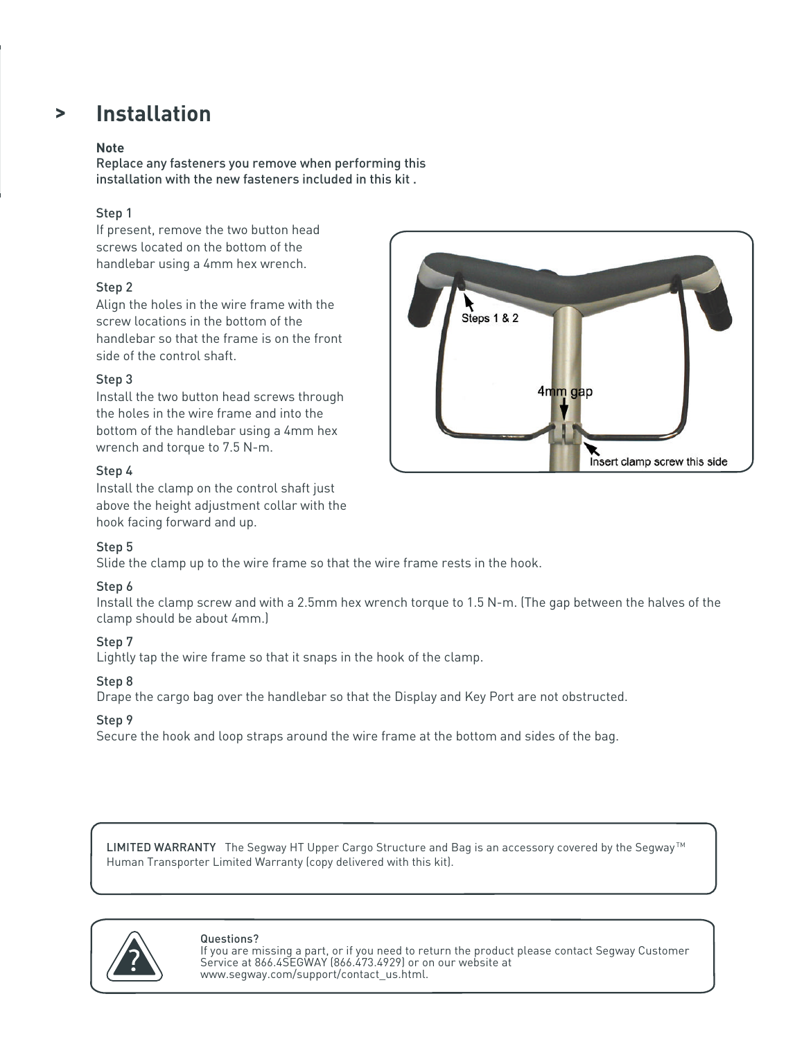# > Installation

**Note**
Replace any fasteners you remove when performing this installation with the new fasteners included in this kit .

**Step 1**
If present, remove the two button head screws located on the bottom of the handlebar using a 4mm hex wrench.

**Step 2**
Align the holes in the wire frame with the screw locations in the bottom of the handlebar so that the frame is on the front side of the control shaft.

**Step 3**
Install the two button head screws through the holes in the wire frame and into the bottom of the handlebar using a 4mm hex wrench and torque to 7.5 N-m.

**Step 4**
Install the clamp on the control shaft just above the height adjustment collar with the hook facing forward and up.

Steps 1 & 2

4mm gap

Insert clamp screw this side

**Step 5**
Slide the clamp up to the wire frame so that the wire frame rests in the hook.

**Step 6**
Install the clamp screw and with a 2.5mm hex wrench torque to 1.5 N-m. (The gap between the halves of the clamp should be about 4mm.)

**Step 7**
Lightly tap the wire frame so that it snaps in the hook of the clamp.

**Step 8**
Drape the cargo bag over the handlebar so that the Display and Key Port are not obstructed.

**Step 9**
Secure the hook and loop straps around the wire frame at the bottom and sides of the bag.

LIMITED WARRANTY The Segway HT Upper Cargo Structure and Bag is an accessory covered by the Segway™ Human Transporter Limited Warranty (copy delivered with this kit).

**Questions?**
If you are missing a part, or if you need to return the product please contact Segway Customer Service at 866.4SEGWAY (866.473.4929) or on our website at www.segway.com/support/contact_us.html.